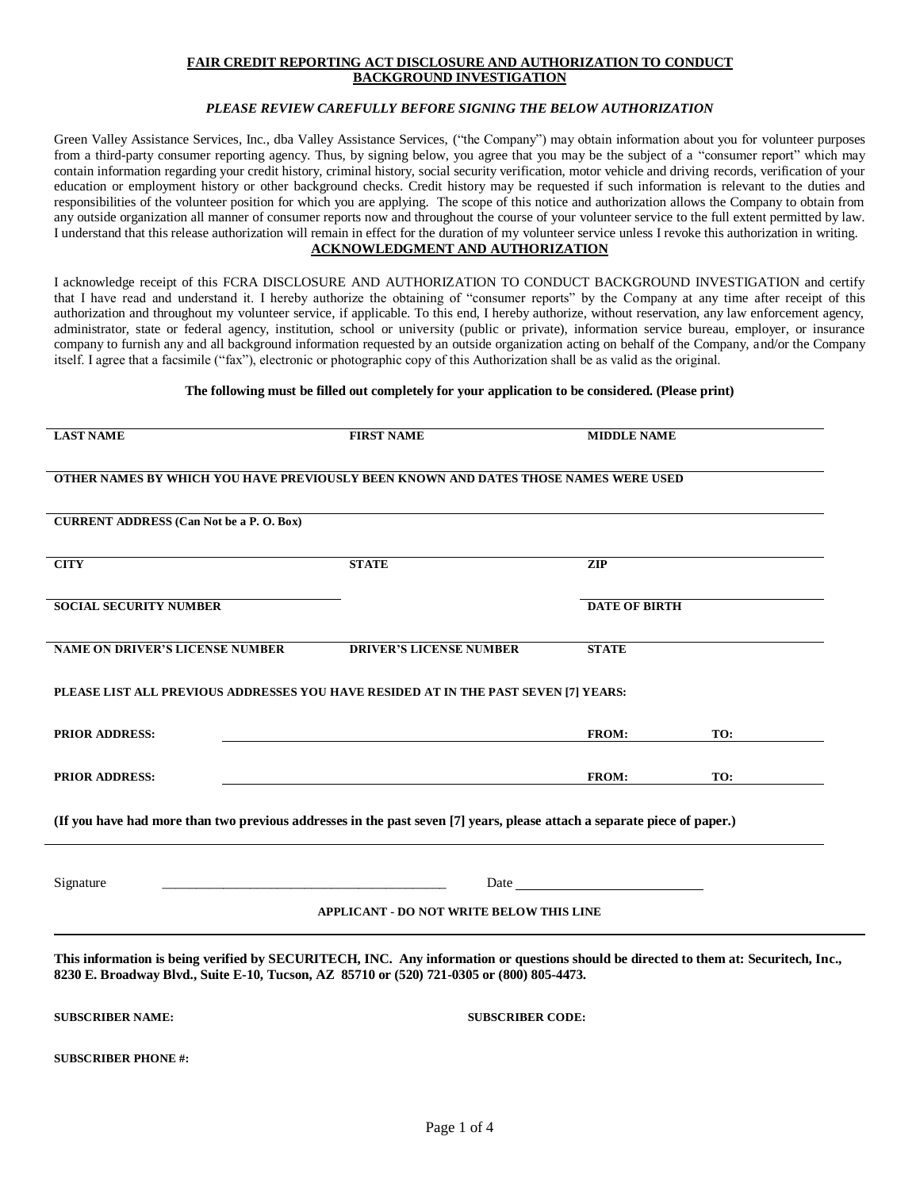# FAIR CREDIT REPORTING ACT DISCLOSURE AND AUTHORIZATION TO CONDUCT BACKGROUND INVESTIGATION

***PLEASE REVIEW CAREFULLY BEFORE SIGNING THE BELOW AUTHORIZATION***

Green Valley Assistance Services, Inc., dba Valley Assistance Services, ("the Company") may obtain information about you for volunteer purposes from a third-party consumer reporting agency. Thus, by signing below, you agree that you may be the subject of a "consumer report" which may contain information regarding your credit history, criminal history, social security verification, motor vehicle and driving records, verification of your education or employment history or other background checks. Credit history may be requested if such information is relevant to the duties and responsibilities of the volunteer position for which you are applying. The scope of this notice and authorization allows the Company to obtain from any outside organization all manner of consumer reports now and throughout the course of your volunteer service to the full extent permitted by law. I understand that this release authorization will remain in effect for the duration of my volunteer service unless I revoke this authorization in writing.

## ACKNOWLEDGMENT AND AUTHORIZATION

I acknowledge receipt of this FCRA DISCLOSURE AND AUTHORIZATION TO CONDUCT BACKGROUND INVESTIGATION and certify that I have read and understand it. I hereby authorize the obtaining of "consumer reports" by the Company at any time after receipt of this authorization and throughout my volunteer service, if applicable. To this end, I hereby authorize, without reservation, any law enforcement agency, administrator, state or federal agency, institution, school or university (public or private), information service bureau, employer, or insurance company to furnish any and all background information requested by an outside organization acting on behalf of the Company, and/or the Company itself. I agree that a facsimile ("fax"), electronic or photographic copy of this Authorization shall be as valid as the original.

**The following must be filled out completely for your application to be considered. (Please print)**

**LAST NAME** | **FIRST NAME** | **MIDDLE NAME**

**OTHER NAMES BY WHICH YOU HAVE PREVIOUSLY BEEN KNOWN AND DATES THOSE NAMES WERE USED**

**CURRENT ADDRESS (Can Not be a P. O. Box)**

**CITY** | **STATE** | **ZIP**

**SOCIAL SECURITY NUMBER** | **DATE OF BIRTH**

**NAME ON DRIVER'S LICENSE NUMBER** | **DRIVER'S LICENSE NUMBER** | **STATE**

**PLEASE LIST ALL PREVIOUS ADDRESSES YOU HAVE RESIDED AT IN THE PAST SEVEN [7] YEARS:**

**PRIOR ADDRESS:** ______________________________ **FROM:** ________ **TO:** ________

**PRIOR ADDRESS:** ______________________________ **FROM:** ________ **TO:** ________

**(If you have had more than two previous addresses in the past seven [7] years, please attach a separate piece of paper.)**

Signature ______________________________ Date ______________________________

**APPLICANT - DO NOT WRITE BELOW THIS LINE**

---

**This information is being verified by SECURITECH, INC. Any information or questions should be directed to them at: Securitech, Inc., 8230 E. Broadway Blvd., Suite E-10, Tucson, AZ 85710 or (520) 721-0305 or (800) 805-4473.**

**SUBSCRIBER NAME:** | **SUBSCRIBER CODE:**

**SUBSCRIBER PHONE #:**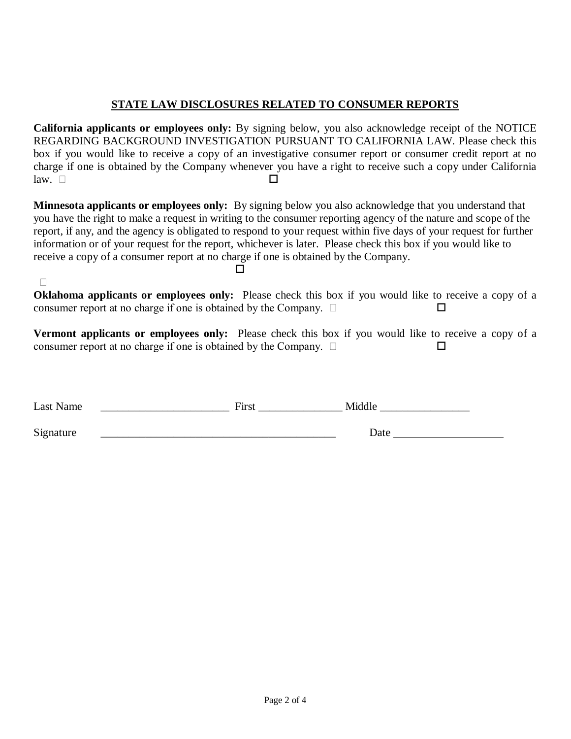## STATE LAW DISCLOSURES RELATED TO CONSUMER REPORTS

**California applicants or employees only:** By signing below, you also acknowledge receipt of the NOTICE REGARDING BACKGROUND INVESTIGATION PURSUANT TO CALIFORNIA LAW. Please check this box if you would like to receive a copy of an investigative consumer report or consumer credit report at no charge if one is obtained by the Company whenever you have a right to receive such a copy under California law. ☐

**Minnesota applicants or employees only:** By signing below you also acknowledge that you understand that you have the right to make a request in writing to the consumer reporting agency of the nature and scope of the report, if any, and the agency is obligated to respond to your request within five days of your request for further information or of your request for the report, whichever is later. Please check this box if you would like to receive a copy of a consumer report at no charge if one is obtained by the Company. ☐

**Oklahoma applicants or employees only:** Please check this box if you would like to receive a copy of a consumer report at no charge if one is obtained by the Company. ☐

**Vermont applicants or employees only:** Please check this box if you would like to receive a copy of a consumer report at no charge if one is obtained by the Company. ☐

Last Name ______________________ First _______________ Middle ________________

Signature __________________________________________ Date ___________________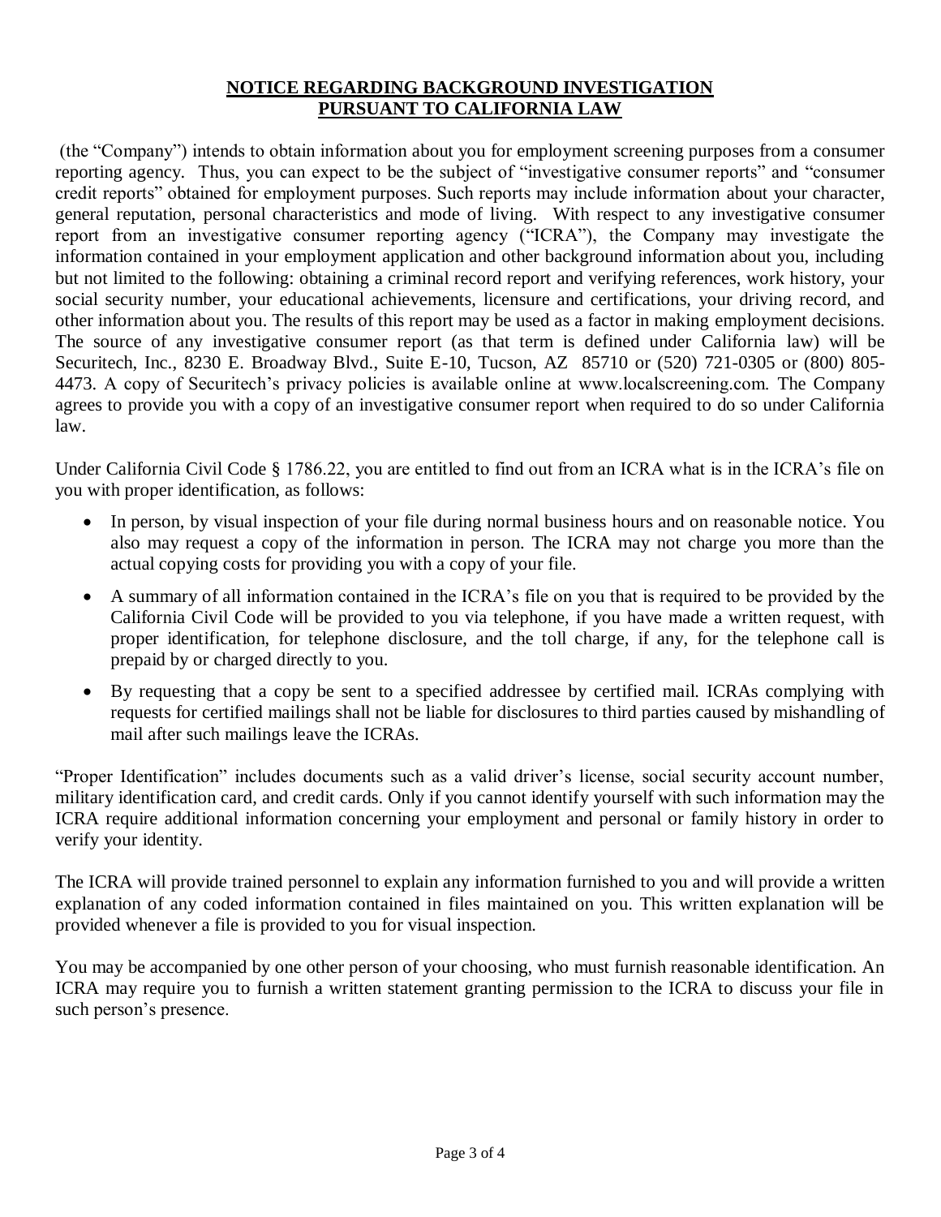**NOTICE REGARDING BACKGROUND INVESTIGATION PURSUANT TO CALIFORNIA LAW**

(the "Company") intends to obtain information about you for employment screening purposes from a consumer reporting agency. Thus, you can expect to be the subject of "investigative consumer reports" and "consumer credit reports" obtained for employment purposes. Such reports may include information about your character, general reputation, personal characteristics and mode of living. With respect to any investigative consumer report from an investigative consumer reporting agency ("ICRA"), the Company may investigate the information contained in your employment application and other background information about you, including but not limited to the following: obtaining a criminal record report and verifying references, work history, your social security number, your educational achievements, licensure and certifications, your driving record, and other information about you. The results of this report may be used as a factor in making employment decisions. The source of any investigative consumer report (as that term is defined under California law) will be Securitech, Inc., 8230 E. Broadway Blvd., Suite E-10, Tucson, AZ 85710 or (520) 721-0305 or (800) 805-4473. A copy of Securitech's privacy policies is available online at www.localscreening.com. The Company agrees to provide you with a copy of an investigative consumer report when required to do so under California law.

Under California Civil Code § 1786.22, you are entitled to find out from an ICRA what is in the ICRA's file on you with proper identification, as follows:

- In person, by visual inspection of your file during normal business hours and on reasonable notice. You also may request a copy of the information in person. The ICRA may not charge you more than the actual copying costs for providing you with a copy of your file.
- A summary of all information contained in the ICRA's file on you that is required to be provided by the California Civil Code will be provided to you via telephone, if you have made a written request, with proper identification, for telephone disclosure, and the toll charge, if any, for the telephone call is prepaid by or charged directly to you.
- By requesting that a copy be sent to a specified addressee by certified mail. ICRAs complying with requests for certified mailings shall not be liable for disclosures to third parties caused by mishandling of mail after such mailings leave the ICRAs.

"Proper Identification" includes documents such as a valid driver's license, social security account number, military identification card, and credit cards. Only if you cannot identify yourself with such information may the ICRA require additional information concerning your employment and personal or family history in order to verify your identity.

The ICRA will provide trained personnel to explain any information furnished to you and will provide a written explanation of any coded information contained in files maintained on you. This written explanation will be provided whenever a file is provided to you for visual inspection.

You may be accompanied by one other person of your choosing, who must furnish reasonable identification. An ICRA may require you to furnish a written statement granting permission to the ICRA to discuss your file in such person's presence.